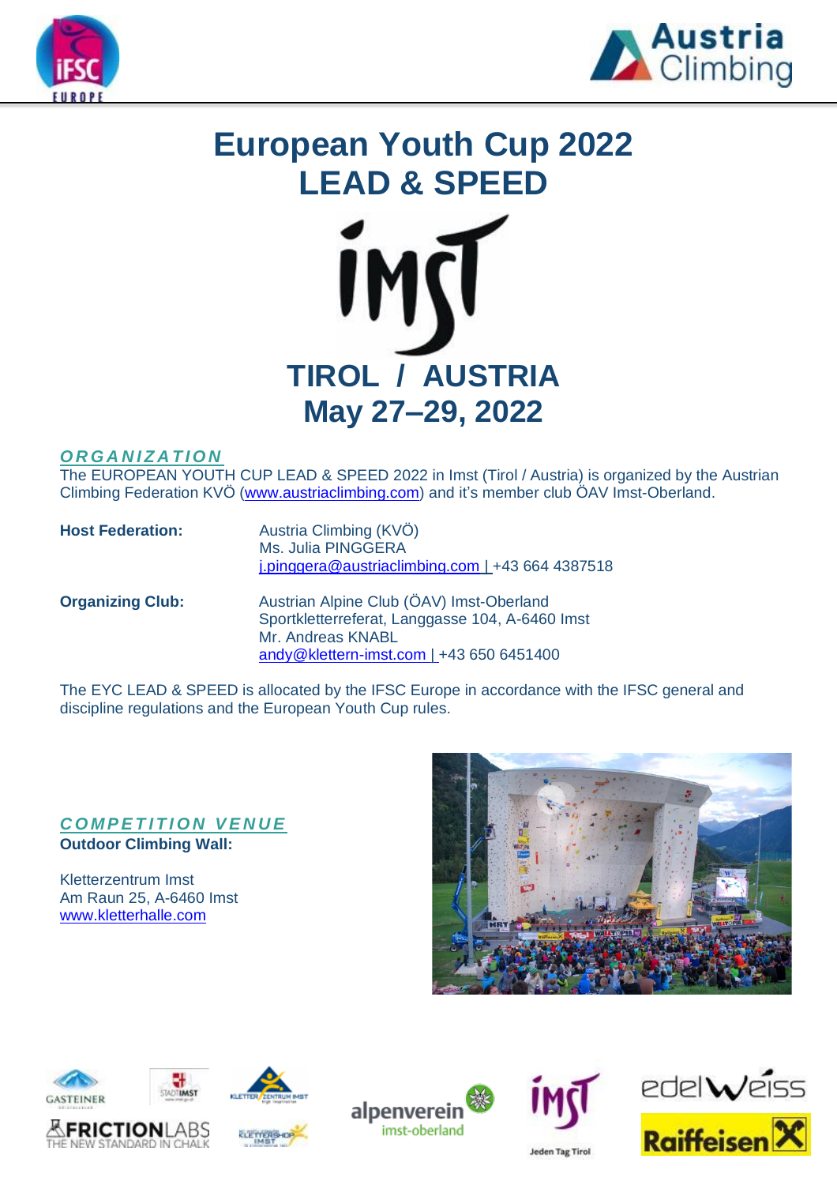# European Youth Cup 2022
# LEAD & SPEED

## TIROL / AUSTRIA
## May 27–29, 2022

### ORGANIZATION

The EUROPEAN YOUTH CUP LEAD & SPEED 2022 in Imst (Tirol / Austria) is organized by the Austrian Climbing Federation KVÖ (www.austriaclimbing.com) and it's member club ÖAV Imst-Oberland.

**Host Federation:**
Austria Climbing (KVÖ)
Ms. Julia PINGGERA
j.pinggera@austriaclimbing.com | +43 664 4387518

**Organizing Club:**
Austrian Alpine Club (ÖAV) Imst-Oberland
Sportkletterreferat, Langgasse 104, A-6460 Imst
Mr. Andreas KNABL
andy@klettern-imst.com | +43 650 6451400

The EYC LEAD & SPEED is allocated by the IFSC Europe in accordance with the IFSC general and discipline regulations and the European Youth Cup rules.

### COMPETITION VENUE

**Outdoor Climbing Wall:**

Kletterzentrum Imst
Am Raun 25, A-6460 Imst
www.kletterhalle.com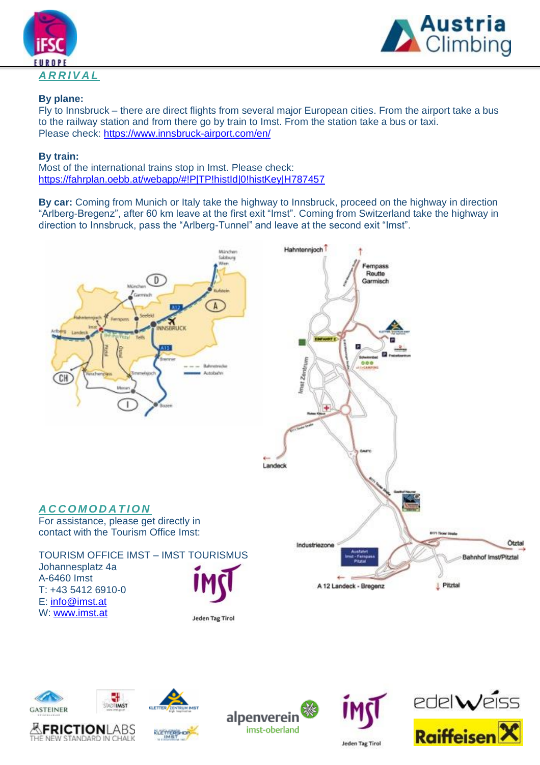## ARRIVAL

**By plane:**
Fly to Innsbruck – there are direct flights from several major European cities. From the airport take a bus to the railway station and from there go by train to Imst. From the station take a bus or taxi.
Please check: https://www.innsbruck-airport.com/en/

**By train:**
Most of the international trains stop in Imst. Please check:
https://fahrplan.oebb.at/webapp/#!P|TP!histId|0!histKey|H787457

**By car:** Coming from Munich or Italy take the highway to Innsbruck, proceed on the highway in direction “Arlberg-Bregenz”, after 60 km leave at the first exit “Imst”. Coming from Switzerland take the highway in direction to Innsbruck, pass the “Arlberg-Tunnel” and leave at the second exit “Imst”.

## ACCOMODATION

For assistance, please get directly in contact with the Tourism Office Imst:

TOURISM OFFICE IMST – IMST TOURISMUS
Johannesplatz 4a
A-6460 Imst
T: +43 5412 6910-0
E: info@imst.at
W: www.imst.at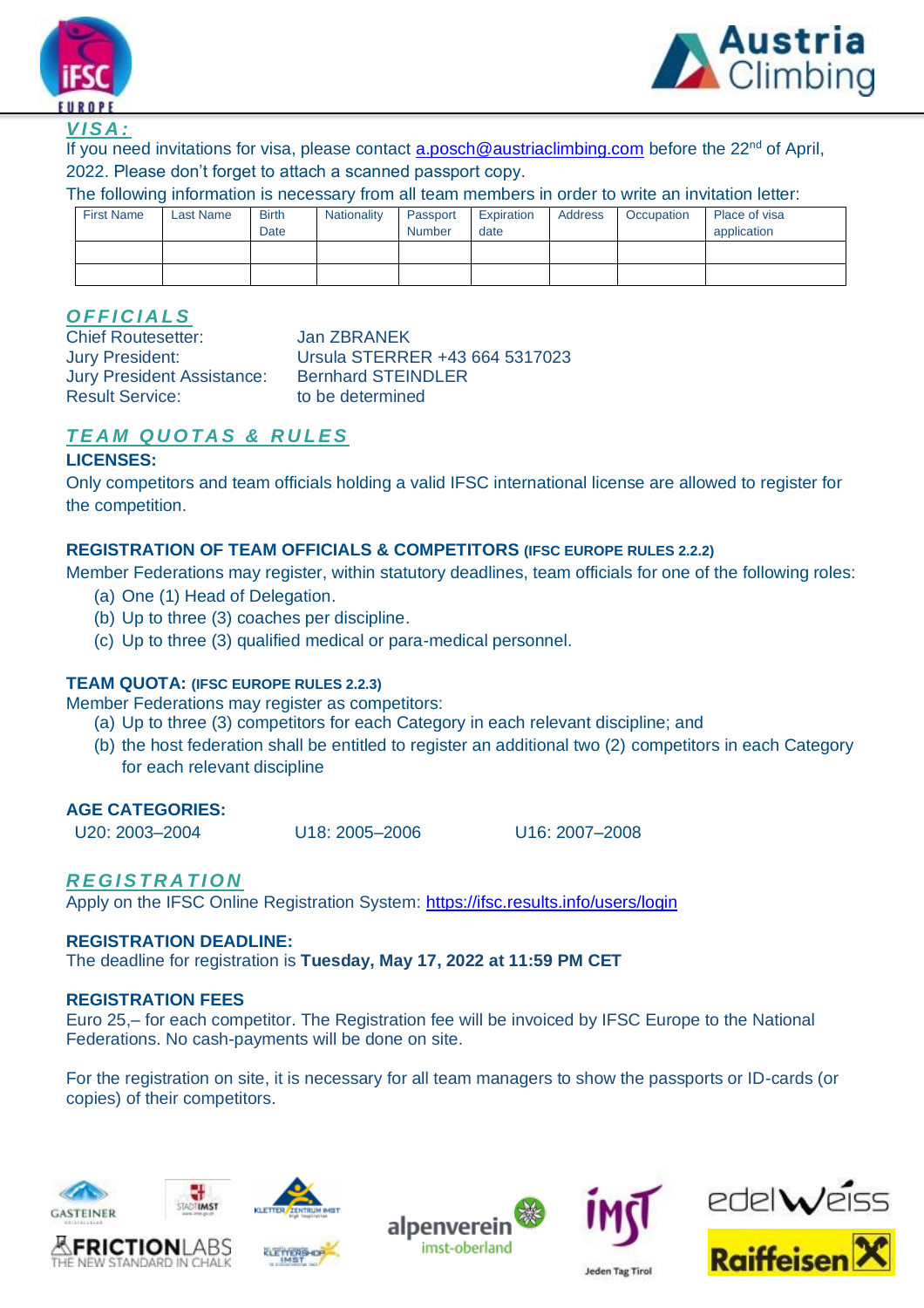## VISA:

If you need invitations for visa, please contact a.posch@austriaclimbing.com before the 22nd of April, 2022. Please don't forget to attach a scanned passport copy.

The following information is necessary from all team members in order to write an invitation letter:

| First Name | Last Name | Birth Date | Nationality | Passport Number | Expiration date | Address | Occupation | Place of visa application |
|---|---|---|---|---|---|---|---|---|
| | | | | | | | | |
| | | | | | | | | |

## OFFICIALS

Chief Routesetter: Jan ZBRANEK
Jury President: Ursula STERRER +43 664 5317023
Jury President Assistance: Bernhard STEINDLER
Result Service: to be determined

## TEAM QUOTAS & RULES

**LICENSES:**

Only competitors and team officials holding a valid IFSC international license are allowed to register for the competition.

**REGISTRATION OF TEAM OFFICIALS & COMPETITORS (IFSC EUROPE RULES 2.2.2)**

Member Federations may register, within statutory deadlines, team officials for one of the following roles:

(a) One (1) Head of Delegation.
(b) Up to three (3) coaches per discipline.
(c) Up to three (3) qualified medical or para-medical personnel.

**TEAM QUOTA: (IFSC EUROPE RULES 2.2.3)**

Member Federations may register as competitors:

(a) Up to three (3) competitors for each Category in each relevant discipline; and
(b) the host federation shall be entitled to register an additional two (2) competitors in each Category for each relevant discipline

**AGE CATEGORIES:**

U20: 2003–2004 U18: 2005–2006 U16: 2007–2008

## REGISTRATION

Apply on the IFSC Online Registration System: https://ifsc.results.info/users/login

**REGISTRATION DEADLINE:**

The deadline for registration is **Tuesday, May 17, 2022 at 11:59 PM CET**

**REGISTRATION FEES**

Euro 25,– for each competitor. The Registration fee will be invoiced by IFSC Europe to the National Federations. No cash-payments will be done on site.

For the registration on site, it is necessary for all team managers to show the passports or ID-cards (or copies) of their competitors.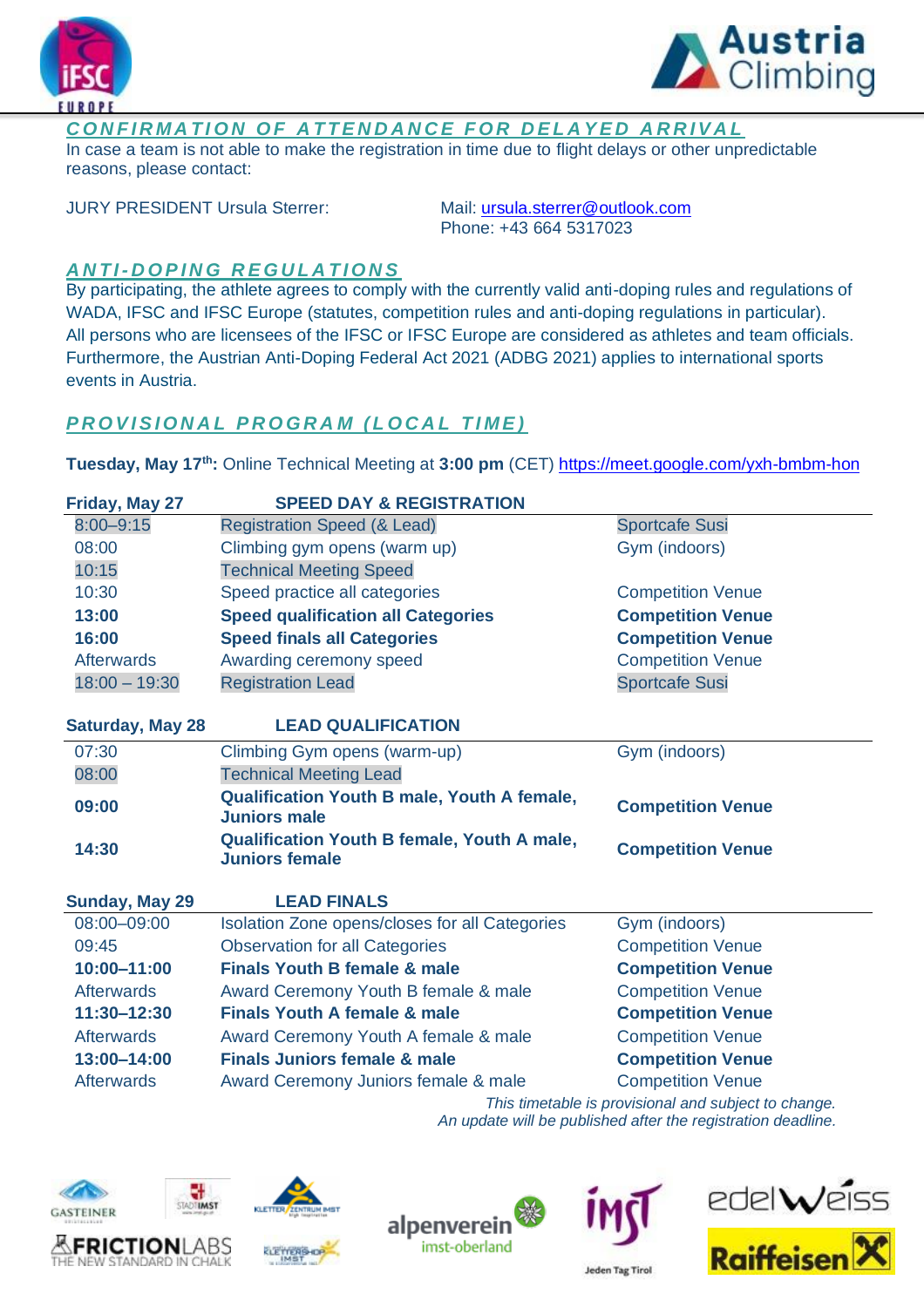## CONFIRMATION OF ATTENDANCE FOR DELAYED ARRIVAL

In case a team is not able to make the registration in time due to flight delays or other unpredictable reasons, please contact:

JURY PRESIDENT Ursula Sterrer: Mail: ursula.sterrer@outlook.com
Phone: +43 664 5317023

## ANTI-DOPING REGULATIONS

By participating, the athlete agrees to comply with the currently valid anti-doping rules and regulations of WADA, IFSC and IFSC Europe (statutes, competition rules and anti-doping regulations in particular). All persons who are licensees of the IFSC or IFSC Europe are considered as athletes and team officials. Furthermore, the Austrian Anti-Doping Federal Act 2021 (ADBG 2021) applies to international sports events in Austria.

## PROVISIONAL PROGRAM (LOCAL TIME)

**Tuesday, May 17th:** Online Technical Meeting at **3:00 pm** (CET) https://meet.google.com/yxh-bmbm-hon

| **Friday, May 27** | **SPEED DAY & REGISTRATION** | |
|---|---|---|
| 8:00–9:15 | Registration Speed (& Lead) | Sportcafe Susi |
| 08:00 | Climbing gym opens (warm up) | Gym (indoors) |
| 10:15 | Technical Meeting Speed | |
| 10:30 | Speed practice all categories | Competition Venue |
| **13:00** | **Speed qualification all Categories** | **Competition Venue** |
| **16:00** | **Speed finals all Categories** | **Competition Venue** |
| Afterwards | Awarding ceremony speed | Competition Venue |
| 18:00 – 19:30 | Registration Lead | Sportcafe Susi |

| **Saturday, May 28** | **LEAD QUALIFICATION** | |
|---|---|---|
| 07:30 | Climbing Gym opens (warm-up) | Gym (indoors) |
| 08:00 | Technical Meeting Lead | |
| **09:00** | **Qualification Youth B male, Youth A female, Juniors male** | **Competition Venue** |
| **14:30** | **Qualification Youth B female, Youth A male, Juniors female** | **Competition Venue** |

| **Sunday, May 29** | **LEAD FINALS** | |
|---|---|---|
| 08:00–09:00 | Isolation Zone opens/closes for all Categories | Gym (indoors) |
| 09:45 | Observation for all Categories | Competition Venue |
| **10:00–11:00** | **Finals Youth B female & male** | **Competition Venue** |
| Afterwards | Award Ceremony Youth B female & male | Competition Venue |
| **11:30–12:30** | **Finals Youth A female & male** | **Competition Venue** |
| Afterwards | Award Ceremony Youth A female & male | Competition Venue |
| **13:00–14:00** | **Finals Juniors female & male** | **Competition Venue** |
| Afterwards | Award Ceremony Juniors female & male | Competition Venue |

*This timetable is provisional and subject to change.*
*An update will be published after the registration deadline.*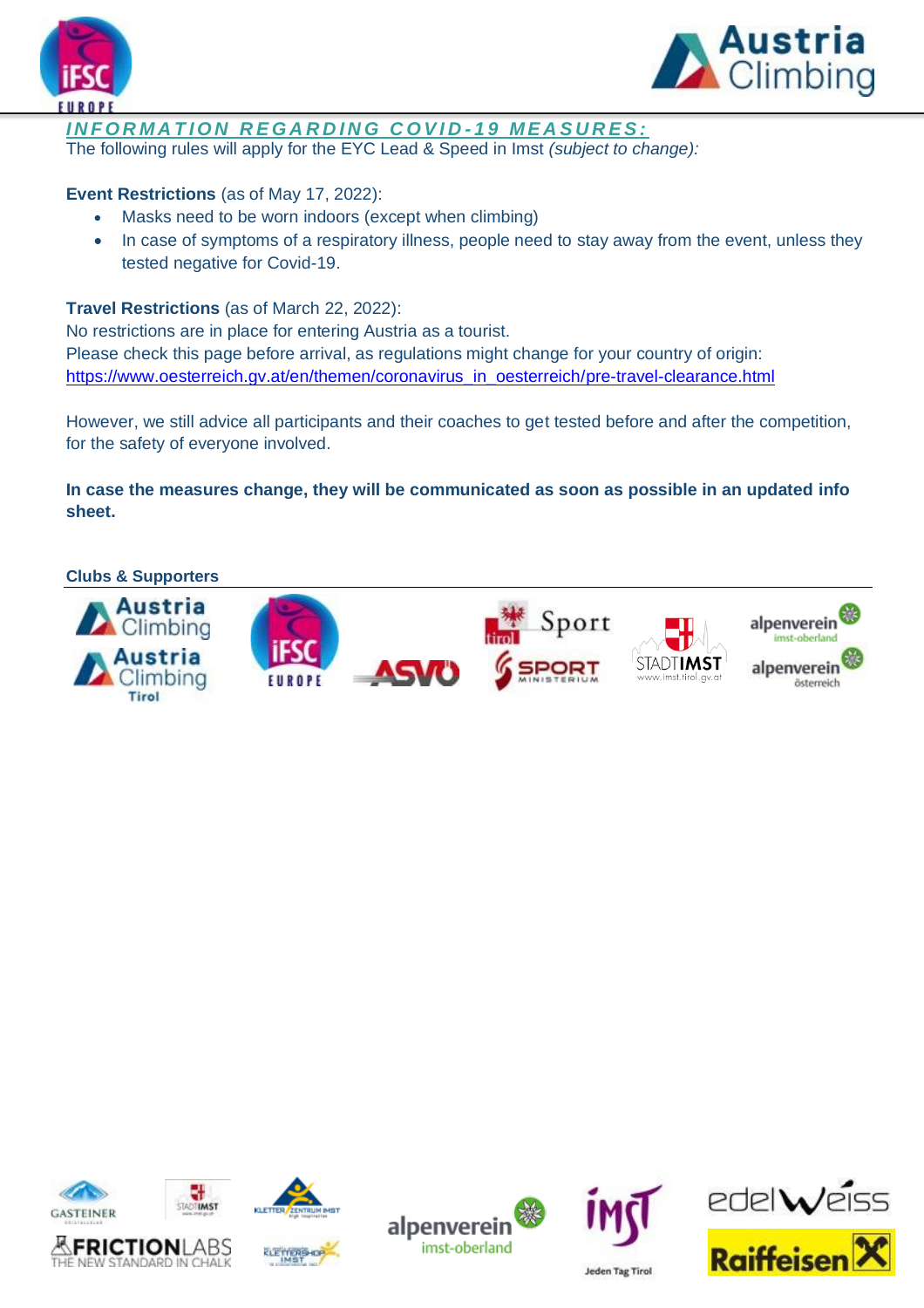## *INFORMATION REGARDING COVID-19 MEASURES:*

The following rules will apply for the EYC Lead & Speed in Imst *(subject to change):*

**Event Restrictions** (as of May 17, 2022):

- Masks need to be worn indoors (except when climbing)
- In case of symptoms of a respiratory illness, people need to stay away from the event, unless they tested negative for Covid-19.

**Travel Restrictions** (as of March 22, 2022):
No restrictions are in place for entering Austria as a tourist.
Please check this page before arrival, as regulations might change for your country of origin:
https://www.oesterreich.gv.at/en/themen/coronavirus_in_oesterreich/pre-travel-clearance.html

However, we still advice all participants and their coaches to get tested before and after the competition, for the safety of everyone involved.

**In case the measures change, they will be communicated as soon as possible in an updated info sheet.**

**Clubs & Supporters**